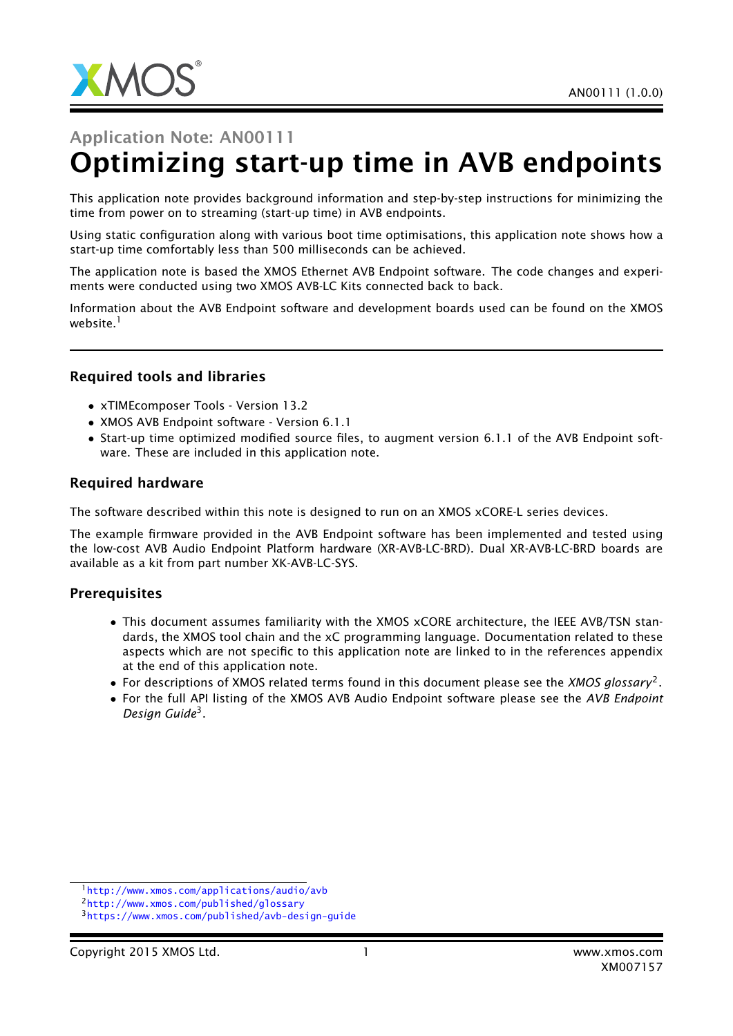# Application Note: AN00111

# Optimizing start-up time in AVB endpoints

This application note provides background information and step-by-step instructions for minimizing the time from power on to streaming (start-up time) in AVB endpoints.

Using static configuration along with various boot time optimisations, this application note shows how a start-up time comfortably less than 500 milliseconds can be achieved.

The application note is based the XMOS Ethernet AVB Endpoint software. The code changes and experiments were conducted using two XMOS AVB-LC Kits connected back to back.

Information about the AVB Endpoint software and development boards used can be found on the XMOS website.[1]

## Required tools and libraries

- xTIMEcomposer Tools - Version 13.2
- XMOS AVB Endpoint software - Version 6.1.1
- Start-up time optimized modified source files, to augment version 6.1.1 of the AVB Endpoint software. These are included in this application note.

## Required hardware

The software described within this note is designed to run on an XMOS xCORE-L series devices.

The example firmware provided in the AVB Endpoint software has been implemented and tested using the low-cost AVB Audio Endpoint Platform hardware (XR-AVB-LC-BRD). Dual XR-AVB-LC-BRD boards are available as a kit from part number XK-AVB-LC-SYS.

## Prerequisites

- This document assumes familiarity with the XMOS xCORE architecture, the IEEE AVB/TSN standards, the XMOS tool chain and the xC programming language. Documentation related to these aspects which are not specific to this application note are linked to in the references appendix at the end of this application note.
- For descriptions of XMOS related terms found in this document please see the *XMOS glossary*[2].
- For the full API listing of the XMOS AVB Audio Endpoint software please see the *AVB Endpoint Design Guide*[3].

[1] http://www.xmos.com/applications/audio/avb
[2] http://www.xmos.com/published/glossary
[3] https://www.xmos.com/published/avb-design-guide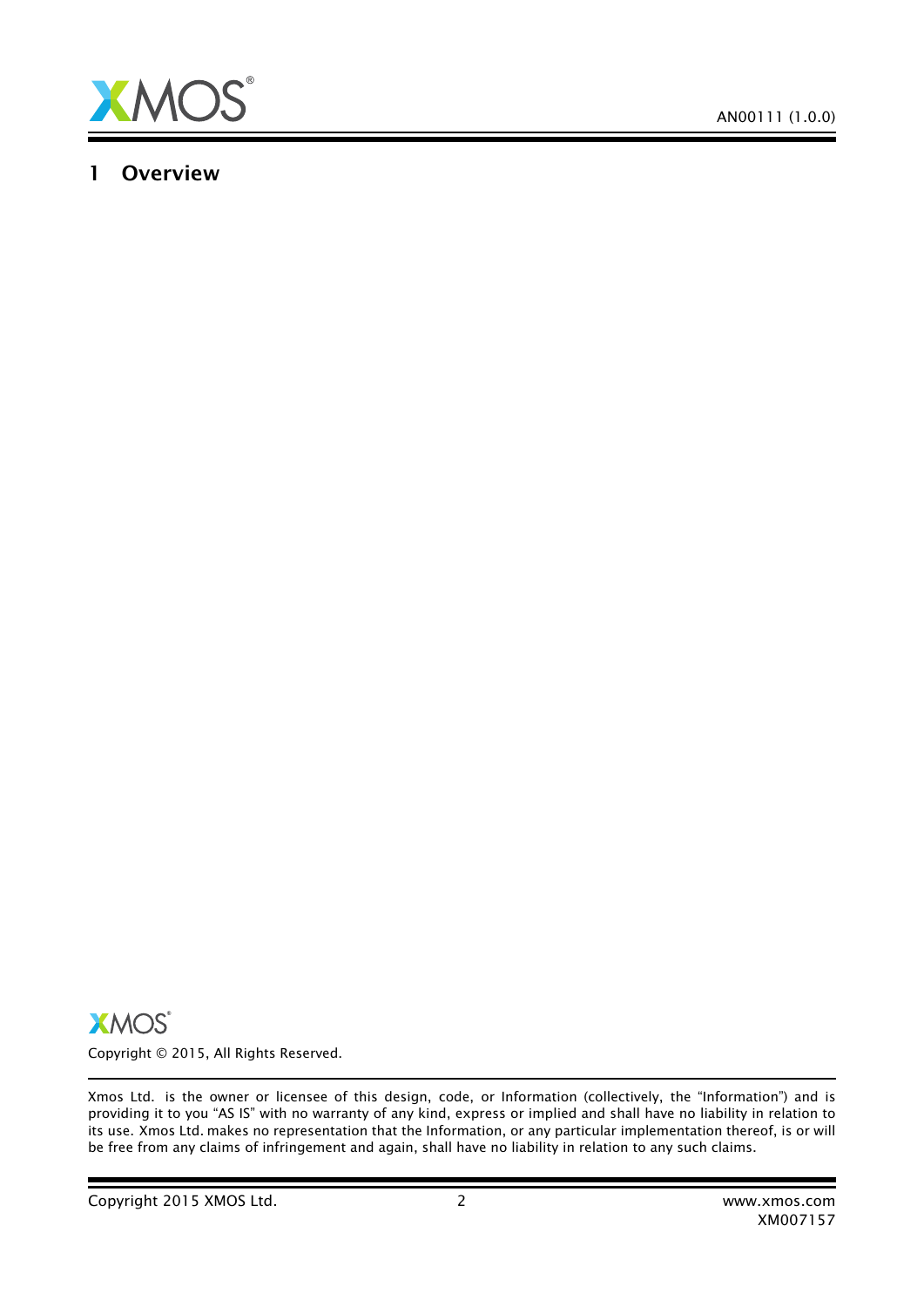# 1 Overview

Copyright © 2015, All Rights Reserved.

Xmos Ltd. is the owner or licensee of this design, code, or Information (collectively, the "Information") and is providing it to you "AS IS" with no warranty of any kind, express or implied and shall have no liability in relation to its use. Xmos Ltd. makes no representation that the Information, or any particular implementation thereof, is or will be free from any claims of infringement and again, shall have no liability in relation to any such claims.